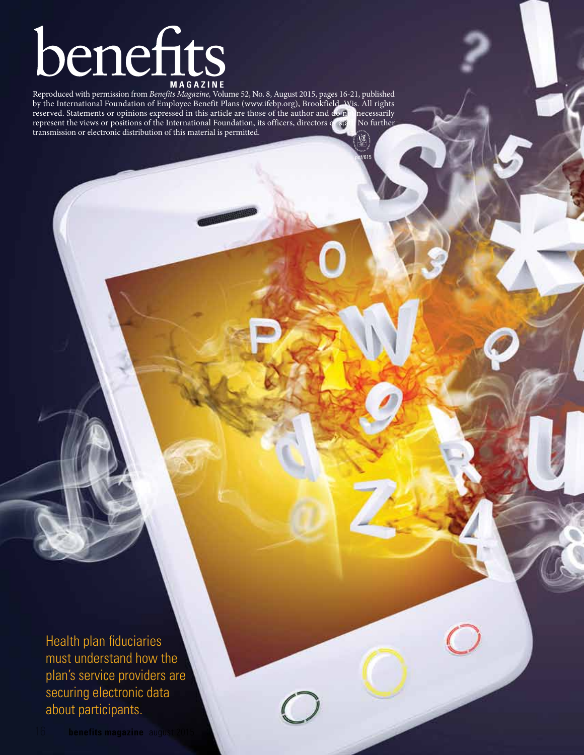# benefits MAGAZINE

Reproduced with permission from *Benefits Magazine,* Volume 52, No. 8, August 2015, pages 16-21, published by the International Foundation of Employee Benefit Plans (www.ifebp.org), Brookfield, Wis. All rights reserved. Statements or opinions expressed in this article are those of the author and do not necessarily represent the views or positions of the International Foundation, its officers, directors or staff. No further transmission or electronic distribution of this material is permitted.

pdf/615

Health plan fiduciaries must understand how the plan's service providers are securing electronic data about participants.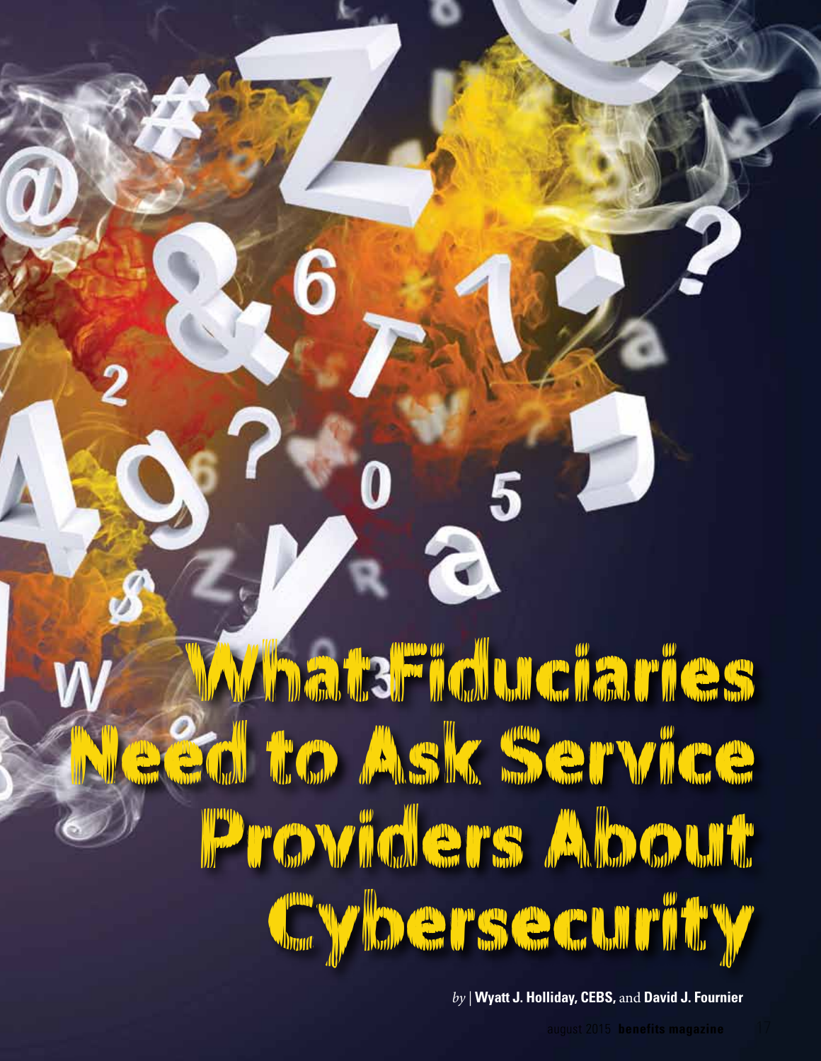# What Fiduciaries Need to Ask Service Providers About Cybersecurity

*by* | **Wyatt J. Holliday, CEBS,** and **David J. Fournier**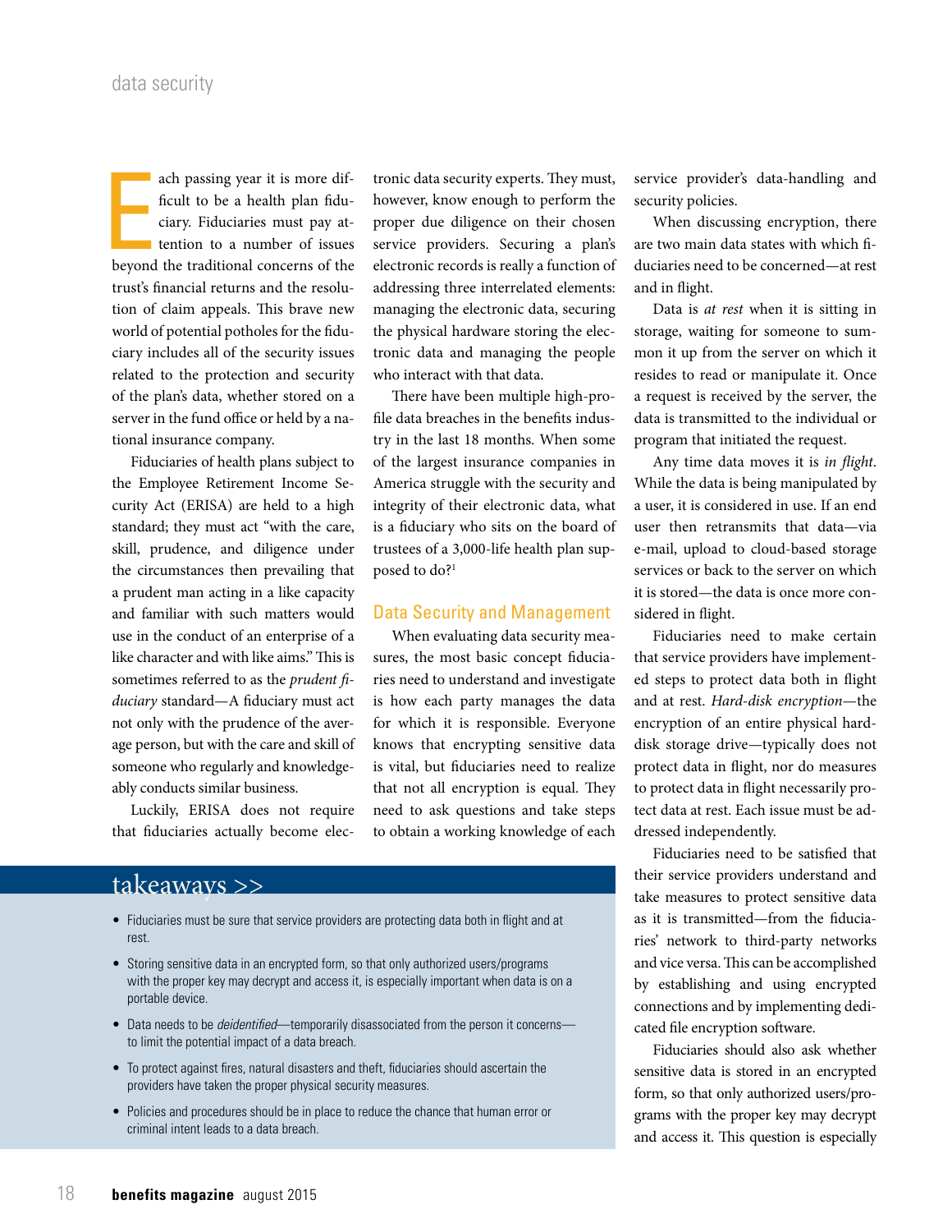Each passing year it is more difficult to be a health plan fiduciary. Fiduciaries must pay attention to a number of issues beyond the traditional concerns of the trust's financial returns and the resolution of claim appeals. This brave new world of potential potholes for the fiduciary includes all of the security issues related to the protection and security of the plan's data, whether stored on a server in the fund office or held by a national insurance company.

Fiduciaries of health plans subject to the Employee Retirement Income Security Act (ERISA) are held to a high standard; they must act "with the care, skill, prudence, and diligence under the circumstances then prevailing that a prudent man acting in a like capacity and familiar with such matters would use in the conduct of an enterprise of a like character and with like aims." This is sometimes referred to as the *prudent fiduciary* standard—A fiduciary must act not only with the prudence of the average person, but with the care and skill of someone who regularly and knowledgeably conducts similar business.

Luckily, ERISA does not require that fiduciaries actually become electronic data security experts. They must, however, know enough to perform the proper due diligence on their chosen service providers. Securing a plan's electronic records is really a function of addressing three interrelated elements: managing the electronic data, securing the physical hardware storing the electronic data and managing the people who interact with that data.

There have been multiple high-profile data breaches in the benefits industry in the last 18 months. When some of the largest insurance companies in America struggle with the security and integrity of their electronic data, what is a fiduciary who sits on the board of trustees of a 3,000-life health plan supposed to do?[1]

## Data Security and Management

When evaluating data security measures, the most basic concept fiduciaries need to understand and investigate is how each party manages the data for which it is responsible. Everyone knows that encrypting sensitive data is vital, but fiduciaries need to realize that not all encryption is equal. They need to ask questions and take steps to obtain a working knowledge of each service provider's data-handling and security policies.

When discussing encryption, there are two main data states with which fiduciaries need to be concerned—at rest and in flight.

Data is *at rest* when it is sitting in storage, waiting for someone to summon it up from the server on which it resides to read or manipulate it. Once a request is received by the server, the data is transmitted to the individual or program that initiated the request.

Any time data moves it is *in flight*. While the data is being manipulated by a user, it is considered in use. If an end user then retransmits that data—via e-mail, upload to cloud-based storage services or back to the server on which it is stored—the data is once more considered in flight.

Fiduciaries need to make certain that service providers have implemented steps to protect data both in flight and at rest. *Hard-disk encryption*—the encryption of an entire physical hard-disk storage drive—typically does not protect data in flight, nor do measures to protect data in flight necessarily protect data at rest. Each issue must be addressed independently.

Fiduciaries need to be satisfied that their service providers understand and take measures to protect sensitive data as it is transmitted—from the fiduciaries' network to third-party networks and vice versa. This can be accomplished by establishing and using encrypted connections and by implementing dedicated file encryption software.

Fiduciaries should also ask whether sensitive data is stored in an encrypted form, so that only authorized users/programs with the proper key may decrypt and access it. This question is especially

## takeaways >>

- Fiduciaries must be sure that service providers are protecting data both in flight and at rest.
- Storing sensitive data in an encrypted form, so that only authorized users/programs with the proper key may decrypt and access it, is especially important when data is on a portable device.
- Data needs to be *deidentified*—temporarily disassociated from the person it concerns—to limit the potential impact of a data breach.
- To protect against fires, natural disasters and theft, fiduciaries should ascertain the providers have taken the proper physical security measures.
- Policies and procedures should be in place to reduce the chance that human error or criminal intent leads to a data breach.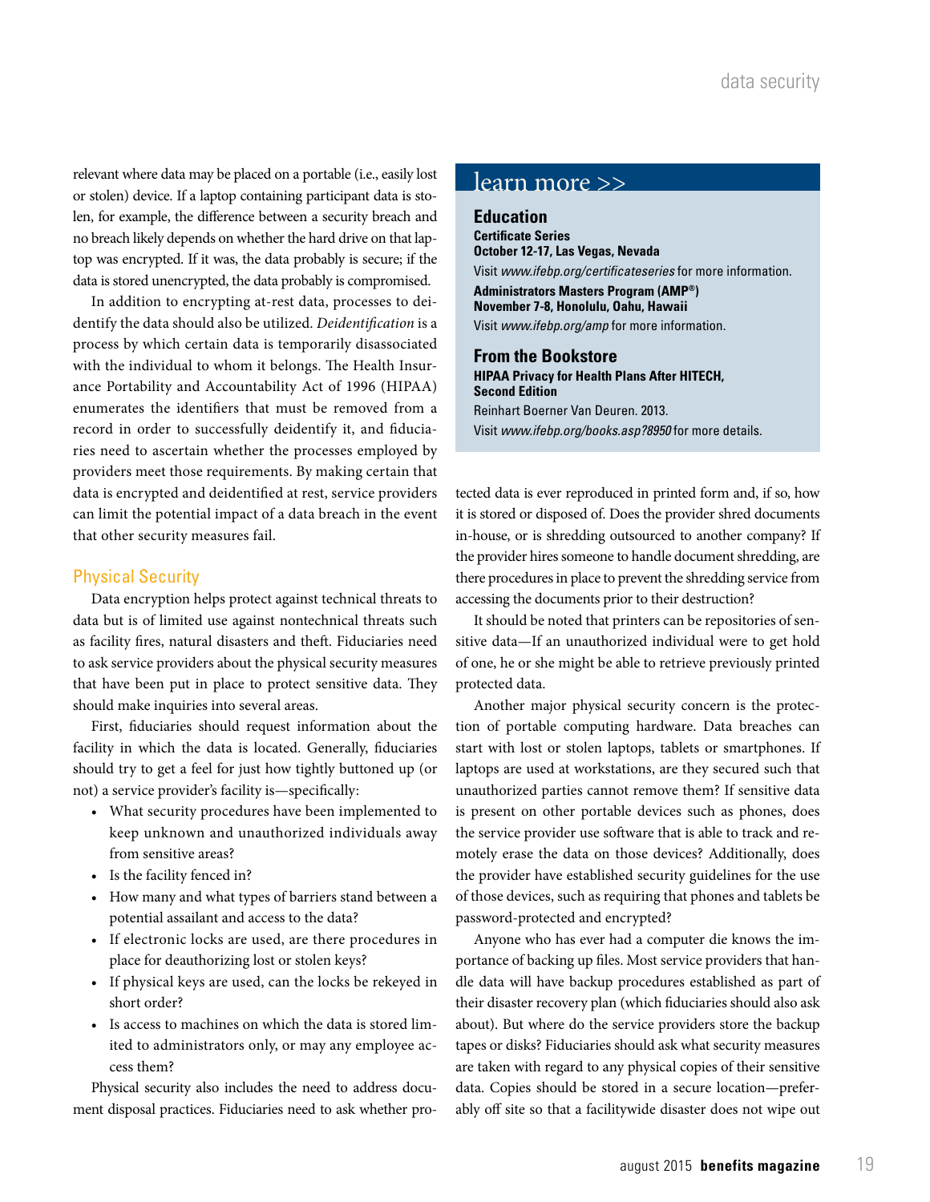relevant where data may be placed on a portable (i.e., easily lost or stolen) device. If a laptop containing participant data is stolen, for example, the difference between a security breach and no breach likely depends on whether the hard drive on that laptop was encrypted. If it was, the data probably is secure; if the data is stored unencrypted, the data probably is compromised.

In addition to encrypting at-rest data, processes to deidentify the data should also be utilized. *Deidentification* is a process by which certain data is temporarily disassociated with the individual to whom it belongs. The Health Insurance Portability and Accountability Act of 1996 (HIPAA) enumerates the identifiers that must be removed from a record in order to successfully deidentify it, and fiduciaries need to ascertain whether the processes employed by providers meet those requirements. By making certain that data is encrypted and deidentified at rest, service providers can limit the potential impact of a data breach in the event that other security measures fail.

## Physical Security

Data encryption helps protect against technical threats to data but is of limited use against nontechnical threats such as facility fires, natural disasters and theft. Fiduciaries need to ask service providers about the physical security measures that have been put in place to protect sensitive data. They should make inquiries into several areas.

First, fiduciaries should request information about the facility in which the data is located. Generally, fiduciaries should try to get a feel for just how tightly buttoned up (or not) a service provider's facility is—specifically:

- What security procedures have been implemented to keep unknown and unauthorized individuals away from sensitive areas?
- Is the facility fenced in?
- How many and what types of barriers stand between a potential assailant and access to the data?
- If electronic locks are used, are there procedures in place for deauthorizing lost or stolen keys?
- If physical keys are used, can the locks be rekeyed in short order?
- Is access to machines on which the data is stored limited to administrators only, or may any employee access them?

Physical security also includes the need to address document disposal practices. Fiduciaries need to ask whether protected data is ever reproduced in printed form and, if so, how it is stored or disposed of. Does the provider shred documents in-house, or is shredding outsourced to another company? If the provider hires someone to handle document shredding, are there procedures in place to prevent the shredding service from accessing the documents prior to their destruction?

It should be noted that printers can be repositories of sensitive data—If an unauthorized individual were to get hold of one, he or she might be able to retrieve previously printed protected data.

Another major physical security concern is the protection of portable computing hardware. Data breaches can start with lost or stolen laptops, tablets or smartphones. If laptops are used at workstations, are they secured such that unauthorized parties cannot remove them? If sensitive data is present on other portable devices such as phones, does the service provider use software that is able to track and remotely erase the data on those devices? Additionally, does the provider have established security guidelines for the use of those devices, such as requiring that phones and tablets be password-protected and encrypted?

Anyone who has ever had a computer die knows the importance of backing up files. Most service providers that handle data will have backup procedures established as part of their disaster recovery plan (which fiduciaries should also ask about). But where do the service providers store the backup tapes or disks? Fiduciaries should ask what security measures are taken with regard to any physical copies of their sensitive data. Copies should be stored in a secure location—preferably off site so that a facilitywide disaster does not wipe out

---

## learn more >>

### Education

**Certificate Series**
**October 12-17, Las Vegas, Nevada**
Visit *www.ifebp.org/certificateseries* for more information.

**Administrators Masters Program (AMP®)**
**November 7-8, Honolulu, Oahu, Hawaii**
Visit *www.ifebp.org/amp* for more information.

### From the Bookstore

**HIPAA Privacy for Health Plans After HITECH, Second Edition**
Reinhart Boerner Van Deuren. 2013.
Visit *www.ifebp.org/books.asp?8950* for more details.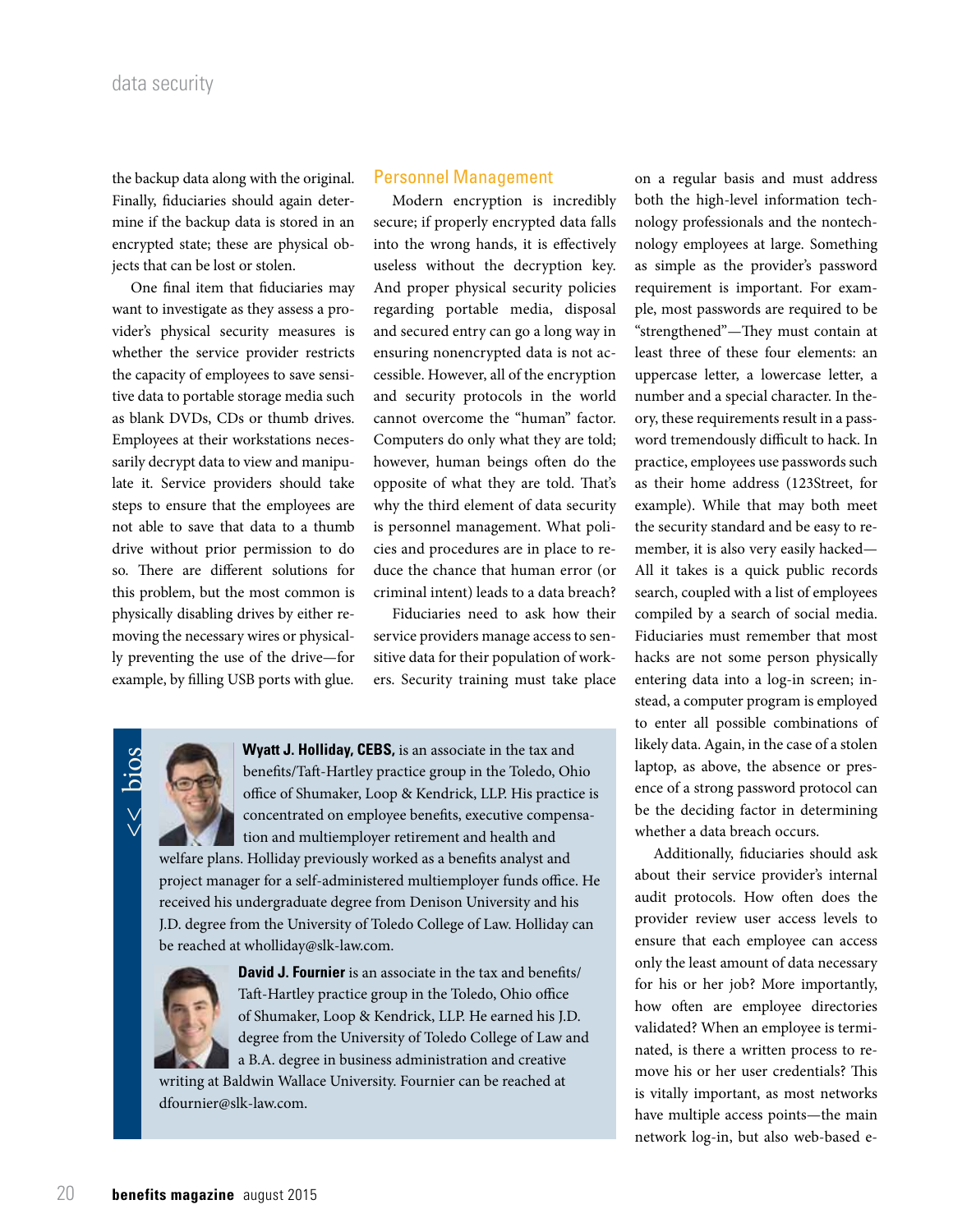the backup data along with the original. Finally, fiduciaries should again determine if the backup data is stored in an encrypted state; these are physical objects that can be lost or stolen.

One final item that fiduciaries may want to investigate as they assess a provider's physical security measures is whether the service provider restricts the capacity of employees to save sensitive data to portable storage media such as blank DVDs, CDs or thumb drives. Employees at their workstations necessarily decrypt data to view and manipulate it. Service providers should take steps to ensure that the employees are not able to save that data to a thumb drive without prior permission to do so. There are different solutions for this problem, but the most common is physically disabling drives by either removing the necessary wires or physically preventing the use of the drive—for example, by filling USB ports with glue.

## Personnel Management

Modern encryption is incredibly secure; if properly encrypted data falls into the wrong hands, it is effectively useless without the decryption key. And proper physical security policies regarding portable media, disposal and secured entry can go a long way in ensuring nonencrypted data is not accessible. However, all of the encryption and security protocols in the world cannot overcome the "human" factor. Computers do only what they are told; however, human beings often do the opposite of what they are told. That's why the third element of data security is personnel management. What policies and procedures are in place to reduce the chance that human error (or criminal intent) leads to a data breach?

Fiduciaries need to ask how their service providers manage access to sensitive data for their population of workers. Security training must take place on a regular basis and must address both the high-level information technology professionals and the nontechnology employees at large. Something as simple as the provider's password requirement is important. For example, most passwords are required to be "strengthened"—They must contain at least three of these four elements: an uppercase letter, a lowercase letter, a number and a special character. In theory, these requirements result in a password tremendously difficult to hack. In practice, employees use passwords such as their home address (123Street, for example). While that may both meet the security standard and be easy to remember, it is also very easily hacked—All it takes is a quick public records search, coupled with a list of employees compiled by a search of social media. Fiduciaries must remember that most hacks are not some person physically entering data into a log-in screen; instead, a computer program is employed to enter all possible combinations of likely data. Again, in the case of a stolen laptop, as above, the absence or presence of a strong password protocol can be the deciding factor in determining whether a data breach occurs.

Additionally, fiduciaries should ask about their service provider's internal audit protocols. How often does the provider review user access levels to ensure that each employee can access only the least amount of data necessary for his or her job? More importantly, how often are employee directories validated? When an employee is terminated, is there a written process to remove his or her user credentials? This is vitally important, as most networks have multiple access points—the main network log-in, but also web-based e-

<< bios

**Wyatt J. Holliday, CEBS,** is an associate in the tax and benefits/Taft-Hartley practice group in the Toledo, Ohio office of Shumaker, Loop & Kendrick, LLP. His practice is concentrated on employee benefits, executive compensation and multiemployer retirement and health and welfare plans. Holliday previously worked as a benefits analyst and project manager for a self-administered multiemployer funds office. He received his undergraduate degree from Denison University and his J.D. degree from the University of Toledo College of Law. Holliday can be reached at wholliday@slk-law.com.

**David J. Fournier** is an associate in the tax and benefits/Taft-Hartley practice group in the Toledo, Ohio office of Shumaker, Loop & Kendrick, LLP. He earned his J.D. degree from the University of Toledo College of Law and a B.A. degree in business administration and creative writing at Baldwin Wallace University. Fournier can be reached at dfournier@slk-law.com.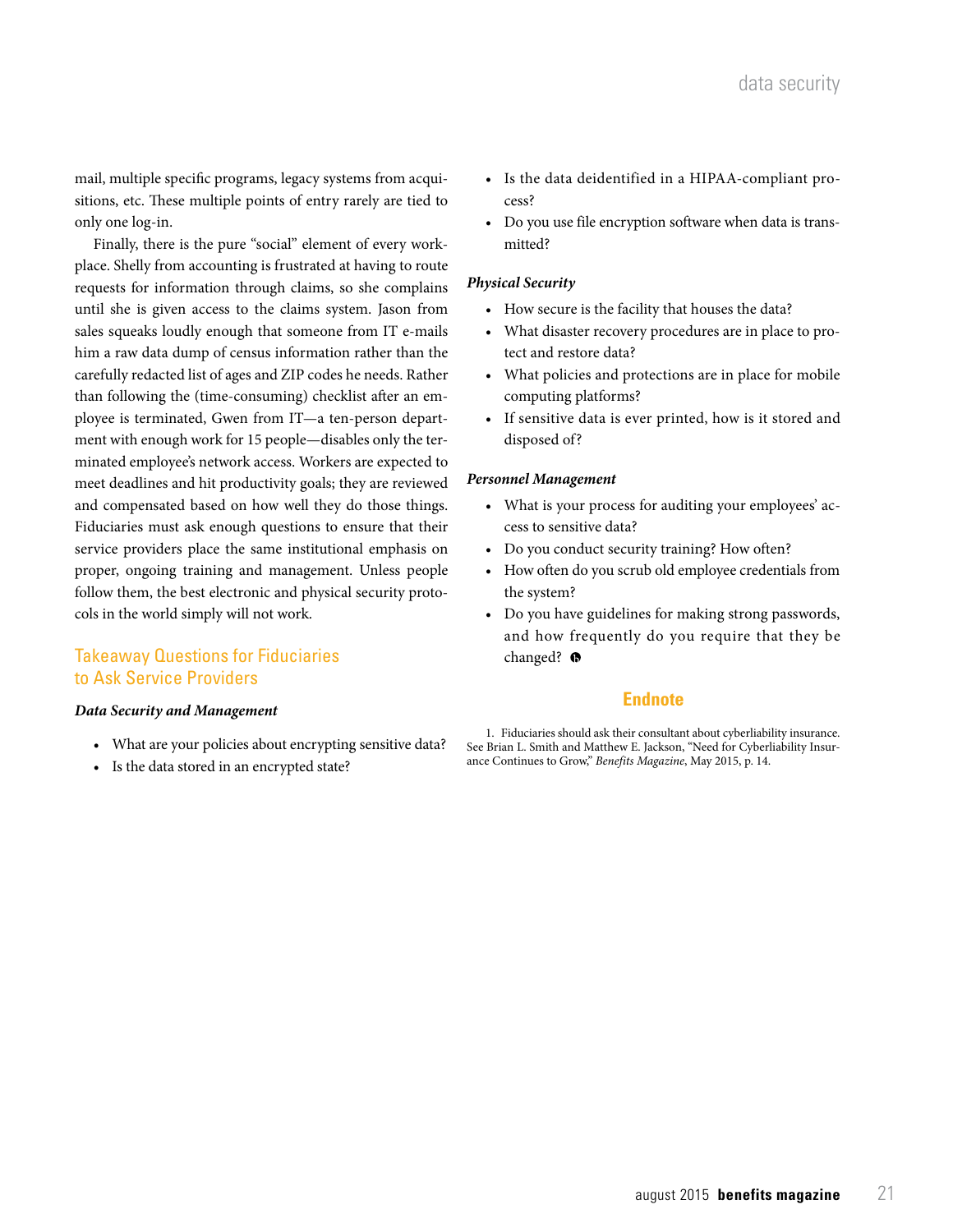mail, multiple specific programs, legacy systems from acquisitions, etc. These multiple points of entry rarely are tied to only one log-in.

Finally, there is the pure "social" element of every workplace. Shelly from accounting is frustrated at having to route requests for information through claims, so she complains until she is given access to the claims system. Jason from sales squeaks loudly enough that someone from IT e-mails him a raw data dump of census information rather than the carefully redacted list of ages and ZIP codes he needs. Rather than following the (time-consuming) checklist after an employee is terminated, Gwen from IT—a ten-person department with enough work for 15 people—disables only the terminated employee's network access. Workers are expected to meet deadlines and hit productivity goals; they are reviewed and compensated based on how well they do those things. Fiduciaries must ask enough questions to ensure that their service providers place the same institutional emphasis on proper, ongoing training and management. Unless people follow them, the best electronic and physical security protocols in the world simply will not work.

## Takeaway Questions for Fiduciaries to Ask Service Providers

***Data Security and Management***

- What are your policies about encrypting sensitive data?
- Is the data stored in an encrypted state?
- Is the data deidentified in a HIPAA-compliant process?
- Do you use file encryption software when data is transmitted?

***Physical Security***

- How secure is the facility that houses the data?
- What disaster recovery procedures are in place to protect and restore data?
- What policies and protections are in place for mobile computing platforms?
- If sensitive data is ever printed, how is it stored and disposed of?

***Personnel Management***

- What is your process for auditing your employees' access to sensitive data?
- Do you conduct security training? How often?
- How often do you scrub old employee credentials from the system?
- Do you have guidelines for making strong passwords, and how frequently do you require that they be changed?

## Endnote

1. Fiduciaries should ask their consultant about cyberliability insurance. See Brian L. Smith and Matthew E. Jackson, "Need for Cyberliability Insurance Continues to Grow," *Benefits Magazine*, May 2015, p. 14.